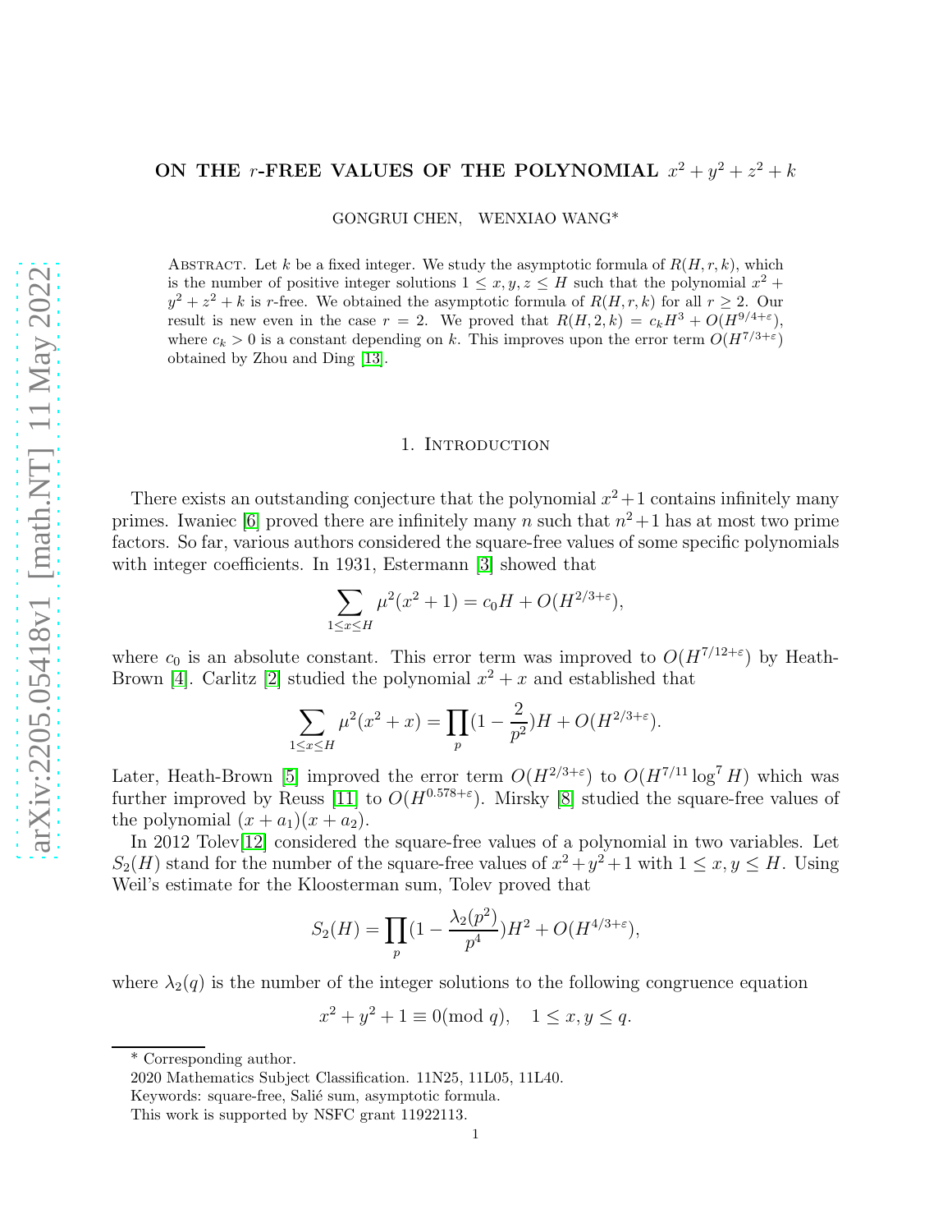# ON THE $r$-FREE VALUES OF THE POLYNOMIAL $x^2 + y^2 + z^2 + k$

GONGRUI CHEN, WENXIAO WANG*

ABSTRACT. Let $k$ be a fixed integer. We study the asymptotic formula of $R(H, r, k)$, which is the number of positive integer solutions $1 \le x, y, z \le H$ such that the polynomial $x^2 + y^2 + z^2 + k$ is $r$-free. We obtained the asymptotic formula of $R(H, r, k)$ for all $r \ge 2$. Our result is new even in the case $r = 2$. We proved that $R(H, 2, k) = c_k H^3 + O(H^{9/4+\varepsilon})$, where $c_k > 0$ is a constant depending on $k$. This improves upon the error term $O(H^{7/3+\varepsilon})$ obtained by Zhou and Ding [13].

## 1. Introduction

There exists an outstanding conjecture that the polynomial $x^2+1$ contains infinitely many primes. Iwaniec [6] proved there are infinitely many $n$ such that $n^2+1$ has at most two prime factors. So far, various authors considered the square-free values of some specific polynomials with integer coefficients. In 1931, Estermann [3] showed that

$$\sum_{1 \le x \le H} \mu^2(x^2+1) = c_0 H + O(H^{2/3+\varepsilon}),$$

where $c_0$ is an absolute constant. This error term was improved to $O(H^{7/12+\varepsilon})$ by Heath-Brown [4]. Carlitz [2] studied the polynomial $x^2 + x$ and established that

$$\sum_{1 \le x \le H} \mu^2(x^2+x) = \prod_p (1 - \frac{2}{p^2}) H + O(H^{2/3+\varepsilon}).$$

Later, Heath-Brown [5] improved the error term $O(H^{2/3+\varepsilon})$ to $O(H^{7/11} \log^7 H)$ which was further improved by Reuss [11] to $O(H^{0.578+\varepsilon})$. Mirsky [8] studied the square-free values of the polynomial $(x + a_1)(x + a_2)$.

In 2012 Tolev[12] considered the square-free values of a polynomial in two variables. Let $S_2(H)$ stand for the number of the square-free values of $x^2 + y^2 + 1$ with $1 \le x, y \le H$. Using Weil's estimate for the Kloosterman sum, Tolev proved that

$$S_2(H) = \prod_p (1 - \frac{\lambda_2(p^2)}{p^4}) H^2 + O(H^{4/3+\varepsilon}),$$

where $\lambda_2(q)$ is the number of the integer solutions to the following congruence equation

$$x^2 + y^2 + 1 \equiv 0 (\text{mod } q), \quad 1 \le x, y \le q.$$

---

* Corresponding author.

2020 Mathematics Subject Classification. 11N25, 11L05, 11L40.

Keywords: square-free, Salié sum, asymptotic formula.

This work is supported by NSFC grant 11922113.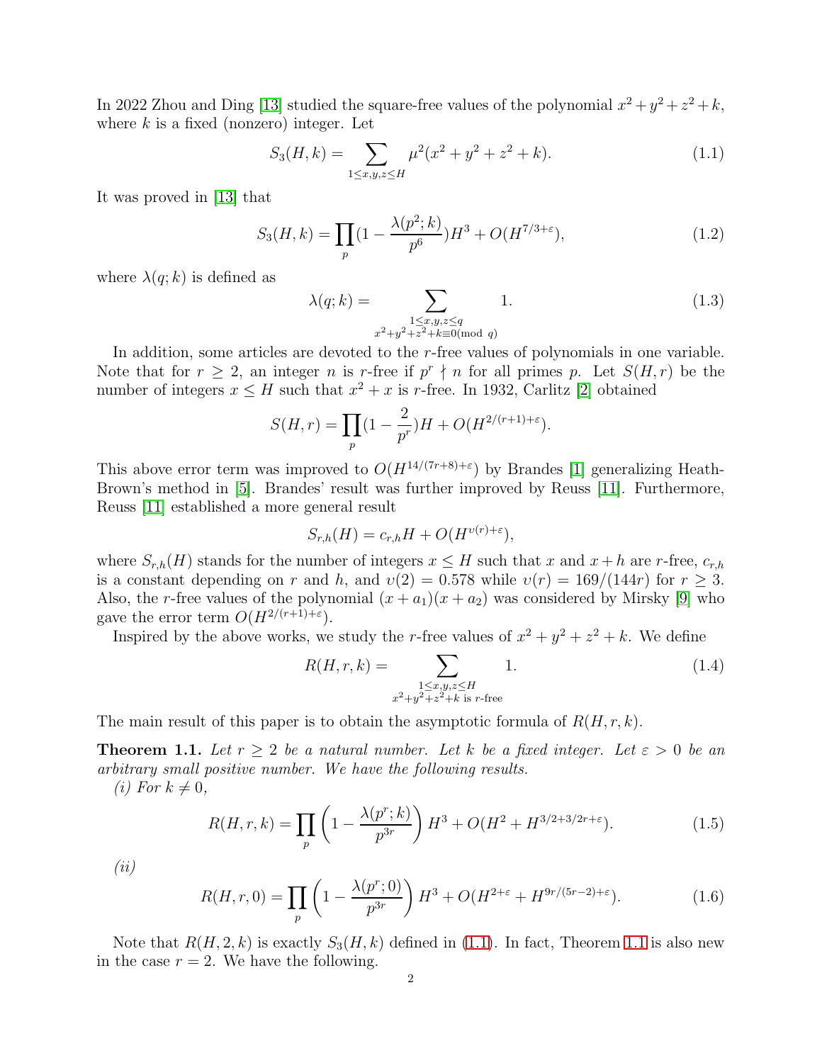In 2022 Zhou and Ding [13] studied the square-free values of the polynomial $x^2+y^2+z^2+k$, where $k$ is a fixed (nonzero) integer. Let

$$S_3(H,k)=\sum_{1\le x,y,z\le H}\mu^2(x^2+y^2+z^2+k). \tag{1.1}$$

It was proved in [13] that

$$S_3(H,k)=\prod_p(1-\frac{\lambda(p^2;k)}{p^6})H^3+O(H^{7/3+\varepsilon}), \tag{1.2}$$

where $\lambda(q;k)$ is defined as

$$\lambda(q;k)=\sum_{\substack{1\le x,y,z\le q\\ x^2+y^2+z^2+k\equiv 0(\text{mod } q)}}1. \tag{1.3}$$

In addition, some articles are devoted to the $r$-free values of polynomials in one variable. Note that for $r\ge 2$, an integer $n$ is $r$-free if $p^r\nmid n$ for all primes $p$. Let $S(H,r)$ be the number of integers $x\le H$ such that $x^2+x$ is $r$-free. In 1932, Carlitz [2] obtained

$$S(H,r)=\prod_p(1-\frac{2}{p^r})H+O(H^{2/(r+1)+\varepsilon}).$$

This above error term was improved to $O(H^{14/(7r+8)+\varepsilon})$ by Brandes [1] generalizing Heath-Brown's method in [5]. Brandes' result was further improved by Reuss [11]. Furthermore, Reuss [11] established a more general result

$$S_{r,h}(H)=c_{r,h}H+O(H^{\upsilon(r)+\varepsilon}),$$

where $S_{r,h}(H)$ stands for the number of integers $x\le H$ such that $x$ and $x+h$ are $r$-free, $c_{r,h}$ is a constant depending on $r$ and $h$, and $\upsilon(2)=0.578$ while $\upsilon(r)=169/(144r)$ for $r\ge 3$. Also, the $r$-free values of the polynomial $(x+a_1)(x+a_2)$ was considered by Mirsky [9] who gave the error term $O(H^{2/(r+1)+\varepsilon})$.

Inspired by the above works, we study the $r$-free values of $x^2+y^2+z^2+k$. We define

$$R(H,r,k)=\sum_{\substack{1\le x,y,z\le H\\ x^2+y^2+z^2+k \text{ is } r\text{-free}}}1. \tag{1.4}$$

The main result of this paper is to obtain the asymptotic formula of $R(H,r,k)$.

**Theorem 1.1.** *Let $r\ge 2$ be a natural number. Let $k$ be a fixed integer. Let $\varepsilon>0$ be an arbitrary small positive number. We have the following results.*

*(i) For $k\ne 0$,*

$$R(H,r,k)=\prod_p\left(1-\frac{\lambda(p^r;k)}{p^{3r}}\right)H^3+O(H^2+H^{3/2+3/2r+\varepsilon}). \tag{1.5}$$

*(ii)*

$$R(H,r,0)=\prod_p\left(1-\frac{\lambda(p^r;0)}{p^{3r}}\right)H^3+O(H^{2+\varepsilon}+H^{9r/(5r-2)+\varepsilon}). \tag{1.6}$$

Note that $R(H,2,k)$ is exactly $S_3(H,k)$ defined in (1.1). In fact, Theorem 1.1 is also new in the case $r=2$. We have the following.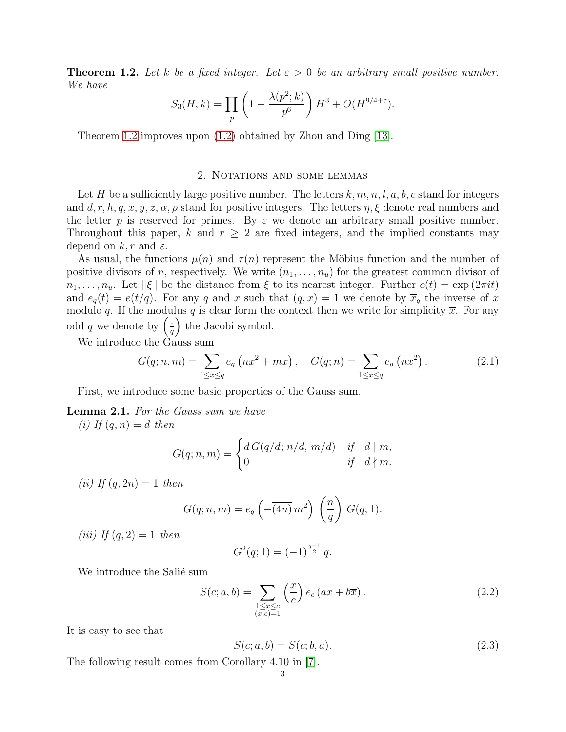**Theorem 1.2.** *Let $k$ be a fixed integer. Let $\varepsilon > 0$ be an arbitrary small positive number. We have*

$$S_3(H,k) = \prod_p \left(1 - \frac{\lambda(p^2;k)}{p^6}\right) H^3 + O(H^{9/4+\varepsilon}).$$

Theorem 1.2 improves upon (1.2) obtained by Zhou and Ding [13].

## 2. Notations and some lemmas

Let $H$ be a sufficiently large positive number. The letters $k, m, n, l, a, b, c$ stand for integers and $d, r, h, q, x, y, z, \alpha, \rho$ stand for positive integers. The letters $\eta, \xi$ denote real numbers and the letter $p$ is reserved for primes. By $\varepsilon$ we denote an arbitrary small positive number. Throughout this paper, $k$ and $r \geq 2$ are fixed integers, and the implied constants may depend on $k, r$ and $\varepsilon$.

As usual, the functions $\mu(n)$ and $\tau(n)$ represent the Möbius function and the number of positive divisors of $n$, respectively. We write $(n_1, \ldots, n_u)$ for the greatest common divisor of $n_1, \ldots, n_u$. Let $\|\xi\|$ be the distance from $\xi$ to its nearest integer. Further $e(t) = \exp(2\pi i t)$ and $e_q(t) = e(t/q)$. For any $q$ and $x$ such that $(q,x) = 1$ we denote by $\overline{x}_q$ the inverse of $x$ modulo $q$. If the modulus $q$ is clear form the context then we write for simplicity $\overline{x}$. For any odd $q$ we denote by $\left(\frac{\cdot}{q}\right)$ the Jacobi symbol.

We introduce the Gauss sum

$$G(q;n,m) = \sum_{1 \leq x \leq q} e_q\left(nx^2 + mx\right), \quad G(q;n) = \sum_{1 \leq x \leq q} e_q\left(nx^2\right). \tag{2.1}$$

First, we introduce some basic properties of the Gauss sum.

**Lemma 2.1.** *For the Gauss sum we have*

*(i) If $(q,n) = d$ then*

$$G(q;n,m) = \begin{cases} d\, G(q/d;\, n/d,\, m/d) & \text{if} \quad d \mid m, \\ 0 & \text{if} \quad d \nmid m. \end{cases}$$

*(ii) If $(q, 2n) = 1$ then*

$$G(q;n,m) = e_q\left(-\overline{(4n)}\, m^2\right) \left(\frac{n}{q}\right) G(q;1).$$

*(iii) If $(q,2) = 1$ then*

$$G^2(q;1) = (-1)^{\frac{q-1}{2}}\, q.$$

We introduce the Salié sum

$$S(c;a,b) = \sum_{\substack{1 \leq x \leq c \\ (x,c)=1}} \left(\frac{x}{c}\right) e_c\left(ax + b\overline{x}\right). \tag{2.2}$$

It is easy to see that

$$S(c;a,b) = S(c;b,a). \tag{2.3}$$

The following result comes from Corollary 4.10 in [7].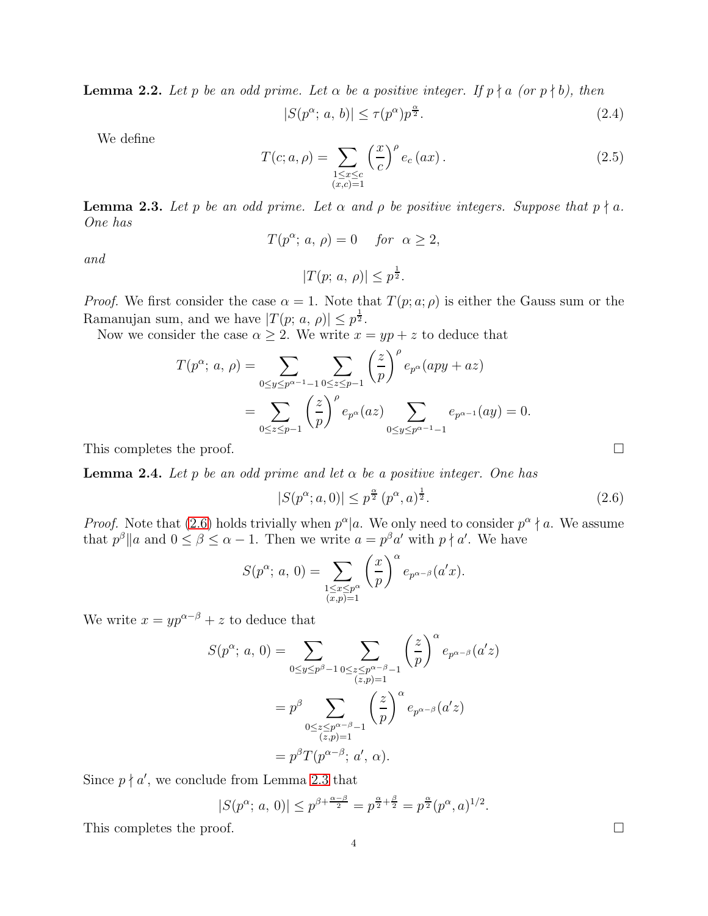**Lemma 2.2.** *Let $p$ be an odd prime. Let $\alpha$ be a positive integer. If $p \nmid a$ (or $p \nmid b$), then*

$$|S(p^\alpha;\, a,\, b)| \leq \tau(p^\alpha) p^{\frac{\alpha}{2}}. \tag{2.4}$$

We define

$$T(c; a, \rho) = \sum_{\substack{1 \leq x \leq c \\ (x,c)=1}} \left(\frac{x}{c}\right)^\rho e_c\left(ax\right). \tag{2.5}$$

**Lemma 2.3.** *Let $p$ be an odd prime. Let $\alpha$ and $\rho$ be positive integers. Suppose that $p \nmid a$. One has*

$$T(p^\alpha;\, a,\, \rho) = 0 \quad \text{ for } \alpha \geq 2,$$

*and*

$$|T(p;\, a,\, \rho)| \leq p^{\frac{1}{2}}.$$

*Proof.* We first consider the case $\alpha = 1$. Note that $T(p; a; \rho)$ is either the Gauss sum or the Ramanujan sum, and we have $|T(p;\, a,\, \rho)| \leq p^{\frac{1}{2}}$.

Now we consider the case $\alpha \geq 2$. We write $x = yp + z$ to deduce that

$$\begin{aligned}
T(p^\alpha;\, a,\, \rho) &= \sum_{0 \leq y \leq p^{\alpha-1}-1} \sum_{0 \leq z \leq p-1} \left(\frac{z}{p}\right)^\rho e_{p^\alpha}(apy + az) \\
&= \sum_{0 \leq z \leq p-1} \left(\frac{z}{p}\right)^\rho e_{p^\alpha}(az) \sum_{0 \leq y \leq p^{\alpha-1}-1} e_{p^{\alpha-1}}(ay) = 0.
\end{aligned}$$

This completes the proof. $\square$

**Lemma 2.4.** *Let $p$ be an odd prime and let $\alpha$ be a positive integer. One has*

$$|S(p^\alpha; a, 0)| \leq p^{\frac{\alpha}{2}} \left(p^\alpha, a\right)^{\frac{1}{2}}. \tag{2.6}$$

*Proof.* Note that (2.6) holds trivially when $p^\alpha | a$. We only need to consider $p^\alpha \nmid a$. We assume that $p^\beta \| a$ and $0 \leq \beta \leq \alpha - 1$. Then we write $a = p^\beta a'$ with $p \nmid a'$. We have

$$S(p^\alpha;\, a,\, 0) = \sum_{\substack{1 \leq x \leq p^\alpha \\ (x,p)=1}} \left(\frac{x}{p}\right)^\alpha e_{p^{\alpha-\beta}}(a'x).$$

We write $x = yp^{\alpha-\beta} + z$ to deduce that

$$\begin{aligned}
S(p^\alpha;\, a,\, 0) &= \sum_{0 \leq y \leq p^\beta - 1} \sum_{\substack{0 \leq z \leq p^{\alpha-\beta}-1 \\ (z,p)=1}} \left(\frac{z}{p}\right)^\alpha e_{p^{\alpha-\beta}}(a'z) \\
&= p^\beta \sum_{\substack{0 \leq z \leq p^{\alpha-\beta}-1 \\ (z,p)=1}} \left(\frac{z}{p}\right)^\alpha e_{p^{\alpha-\beta}}(a'z) \\
&= p^\beta T(p^{\alpha-\beta};\, a',\, \alpha).
\end{aligned}$$

Since $p \nmid a'$, we conclude from Lemma 2.3 that

$$|S(p^\alpha;\, a,\, 0)| \leq p^{\beta + \frac{\alpha-\beta}{2}} = p^{\frac{\alpha}{2} + \frac{\beta}{2}} = p^{\frac{\alpha}{2}} (p^\alpha, a)^{1/2}.$$

This completes the proof. $\square$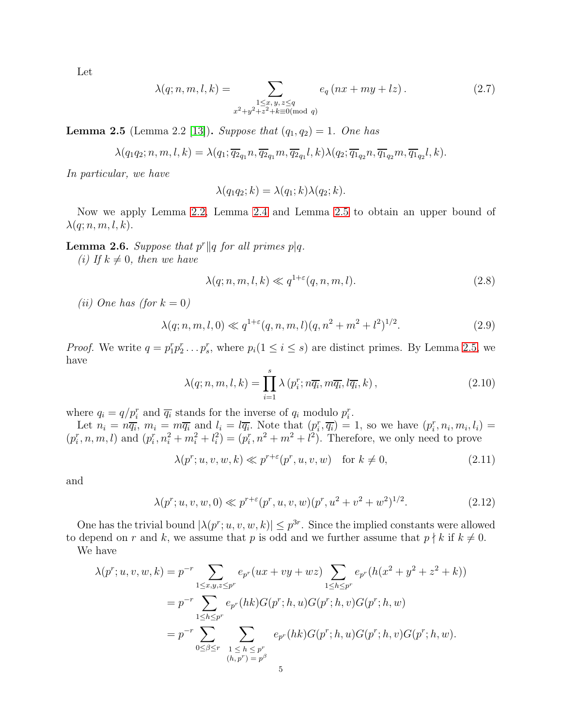Let

$$\lambda(q;n,m,l,k) = \sum_{\substack{1\le x,y,z\le q\\ x^2+y^2+z^2+k\equiv 0 (\text{mod } q)}} e_q\left(nx+my+lz\right). \tag{2.7}$$

**Lemma 2.5** (Lemma 2.2 [13]). *Suppose that $(q_1,q_2)=1$. One has*

$$\lambda(q_1q_2;n,m,l,k) = \lambda(q_1;\overline{q_2}_{q_1}n,\overline{q_2}_{q_1}m,\overline{q_2}_{q_1}l,k)\lambda(q_2;\overline{q_1}_{q_2}n,\overline{q_1}_{q_2}m,\overline{q_1}_{q_2}l,k).$$

*In particular, we have*

$$\lambda(q_1q_2;k) = \lambda(q_1;k)\lambda(q_2;k).$$

Now we apply Lemma 2.2, Lemma 2.4 and Lemma 2.5 to obtain an upper bound of $\lambda(q;n,m,l,k)$.

**Lemma 2.6.** *Suppose that $p^r\| q$ for all primes $p|q$.*

*(i) If $k\neq 0$, then we have*

$$\lambda(q;n,m,l,k) \ll q^{1+\varepsilon}(q,n,m,l). \tag{2.8}$$

*(ii) One has (for $k=0$)*

$$\lambda(q;n,m,l,0) \ll q^{1+\varepsilon}(q,n,m,l)(q,n^2+m^2+l^2)^{1/2}. \tag{2.9}$$

*Proof.* We write $q=p_1^rp_2^r\dots p_s^r$, where $p_i (1\le i\le s)$ are distinct primes. By Lemma 2.5, we have

$$\lambda(q;n,m,l,k) = \prod_{i=1}^{s}\lambda\left(p_i^r;n\overline{q_i},m\overline{q_i},l\overline{q_i},k\right), \tag{2.10}$$

where $q_i=q/p_i^r$ and $\overline{q_i}$ stands for the inverse of $q_i$ modulo $p_i^r$.

Let $n_i=n\overline{q_i}$, $m_i=m\overline{q_i}$ and $l_i=l\overline{q_i}$. Note that $(p_i^r,\overline{q_i})=1$, so we have $(p_i^r,n_i,m_i,l_i)=(p_i^r,n,m,l)$ and $(p_i^r,n_i^2+m_i^2+l_i^2)=(p_i^r,n^2+m^2+l^2)$. Therefore, we only need to prove

$$\lambda(p^r;u,v,w,k) \ll p^{r+\varepsilon}(p^r,u,v,w) \quad \text{for } k\neq 0, \tag{2.11}$$

and

$$\lambda(p^r;u,v,w,0) \ll p^{r+\varepsilon}(p^r,u,v,w)(p^r,u^2+v^2+w^2)^{1/2}. \tag{2.12}$$

One has the trivial bound $|\lambda(p^r;u,v,w,k)|\le p^{3r}$. Since the implied constants were allowed to depend on $r$ and $k$, we assume that $p$ is odd and we further assume that $p\nmid k$ if $k\neq 0$.

We have

$$\begin{aligned}
\lambda(p^r;u,v,w,k) &= p^{-r}\sum_{1\le x,y,z\le p^r} e_{p^r}(ux+vy+wz)\sum_{1\le h\le p^r} e_{p^r}(h(x^2+y^2+z^2+k))\\
&= p^{-r}\sum_{1\le h\le p^r} e_{p^r}(hk)G(p^r;h,u)G(p^r;h,v)G(p^r;h,w)\\
&= p^{-r}\sum_{0\le\beta\le r}\sum_{\substack{1\le h\le p^r\\ (h,p^r)=p^\beta}} e_{p^r}(hk)G(p^r;h,u)G(p^r;h,v)G(p^r;h,w).
\end{aligned}$$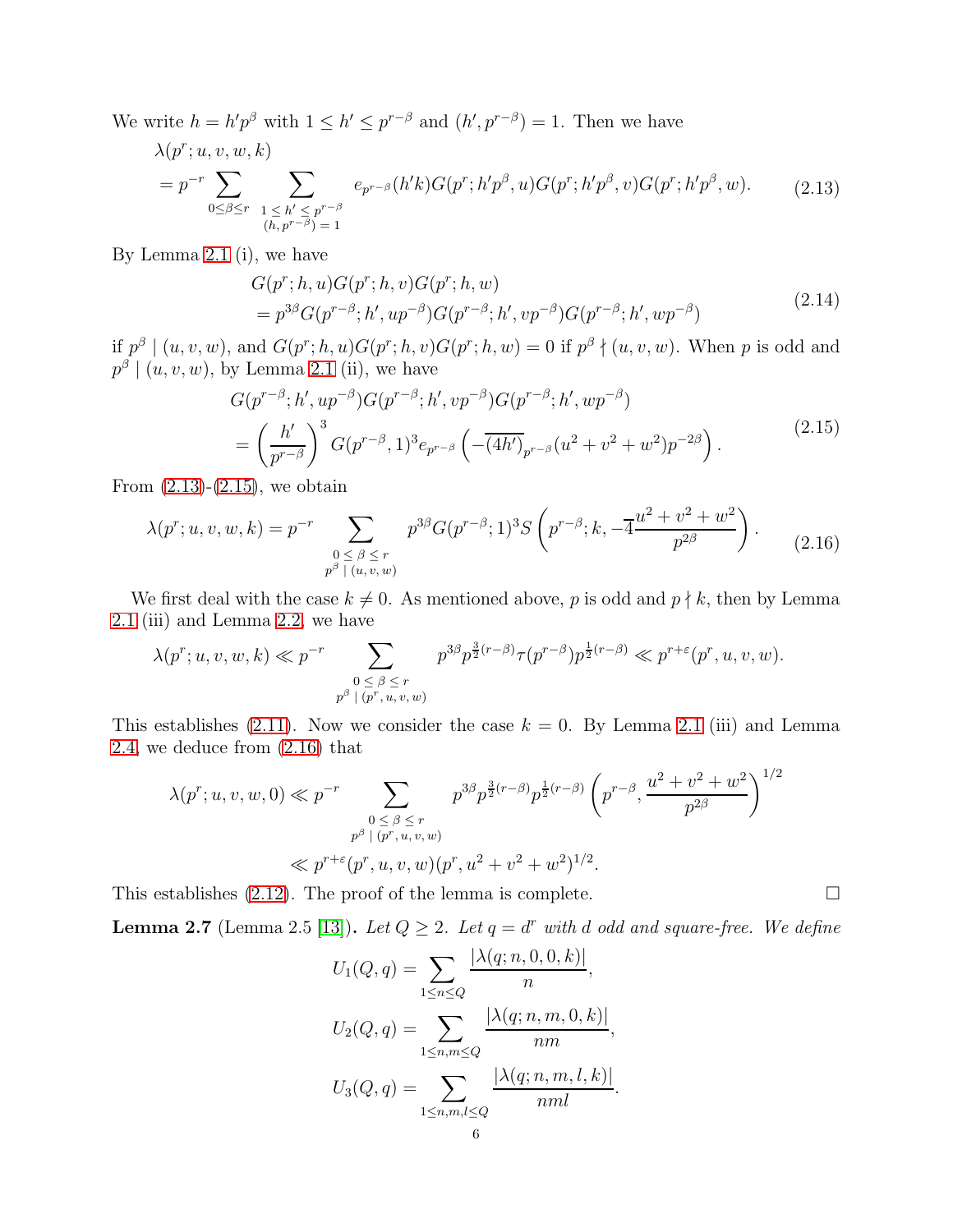We write $h = h'p^\beta$ with $1 \le h' \le p^{r-\beta}$ and $(h', p^{r-\beta}) = 1$. Then we have

$$\begin{aligned} &\lambda(p^r; u, v, w, k) \\ &= p^{-r} \sum_{0 \le \beta \le r} \sum_{\substack{1 \le h' \le p^{r-\beta} \\ (h, p^{r-\beta}) = 1}} e_{p^{r-\beta}}(h'k) G(p^r; h'p^\beta, u) G(p^r; h'p^\beta, v) G(p^r; h'p^\beta, w). \end{aligned} \tag{2.13}$$

By Lemma 2.1 (i), we have

$$\begin{aligned} &G(p^r; h, u) G(p^r; h, v) G(p^r; h, w) \\ &= p^{3\beta} G(p^{r-\beta}; h', up^{-\beta}) G(p^{r-\beta}; h', vp^{-\beta}) G(p^{r-\beta}; h', wp^{-\beta}) \end{aligned} \tag{2.14}$$

if $p^\beta \mid (u, v, w)$, and $G(p^r; h, u) G(p^r; h, v) G(p^r; h, w) = 0$ if $p^\beta \nmid (u, v, w)$. When $p$ is odd and $p^\beta \mid (u, v, w)$, by Lemma 2.1 (ii), we have

$$\begin{aligned} &G(p^{r-\beta}; h', up^{-\beta}) G(p^{r-\beta}; h', vp^{-\beta}) G(p^{r-\beta}; h', wp^{-\beta}) \\ &= \left( \frac{h'}{p^{r-\beta}} \right)^3 G(p^{r-\beta}, 1)^3 e_{p^{r-\beta}} \left( -\overline{(4h')}_{p^{r-\beta}} (u^2 + v^2 + w^2) p^{-2\beta} \right). \end{aligned} \tag{2.15}$$

From (2.13)-(2.15), we obtain

$$\lambda(p^r; u, v, w, k) = p^{-r} \sum_{\substack{0 \le \beta \le r \\ p^\beta \mid (u, v, w)}} p^{3\beta} G(p^{r-\beta}; 1)^3 S\left( p^{r-\beta}; k, -\overline{4} \frac{u^2 + v^2 + w^2}{p^{2\beta}} \right). \tag{2.16}$$

We first deal with the case $k \ne 0$. As mentioned above, $p$ is odd and $p \nmid k$, then by Lemma 2.1 (iii) and Lemma 2.2, we have

$$\lambda(p^r; u, v, w, k) \ll p^{-r} \sum_{\substack{0 \le \beta \le r \\ p^\beta \mid (p^r, u, v, w)}} p^{3\beta} p^{\frac{3}{2}(r-\beta)} \tau(p^{r-\beta}) p^{\frac{1}{2}(r-\beta)} \ll p^{r+\varepsilon} (p^r, u, v, w).$$

This establishes (2.11). Now we consider the case $k = 0$. By Lemma 2.1 (iii) and Lemma 2.4, we deduce from (2.16) that

$$\begin{aligned} \lambda(p^r; u, v, w, 0) &\ll p^{-r} \sum_{\substack{0 \le \beta \le r \\ p^\beta \mid (p^r, u, v, w)}} p^{3\beta} p^{\frac{3}{2}(r-\beta)} p^{\frac{1}{2}(r-\beta)} \left( p^{r-\beta}, \frac{u^2 + v^2 + w^2}{p^{2\beta}} \right)^{1/2} \\ &\ll p^{r+\varepsilon} (p^r, u, v, w) (p^r, u^2 + v^2 + w^2)^{1/2}. \end{aligned}$$

This establishes (2.12). The proof of the lemma is complete. □

**Lemma 2.7** (Lemma 2.5 [13]). *Let $Q \ge 2$. Let $q = d^r$ with $d$ odd and square-free. We define*

$$U_1(Q, q) = \sum_{1 \le n \le Q} \frac{|\lambda(q; n, 0, 0, k)|}{n},$$

$$U_2(Q, q) = \sum_{1 \le n, m \le Q} \frac{|\lambda(q; n, m, 0, k)|}{nm},$$

$$U_3(Q, q) = \sum_{1 \le n, m, l \le Q} \frac{|\lambda(q; n, m, l, k)|}{nml}.$$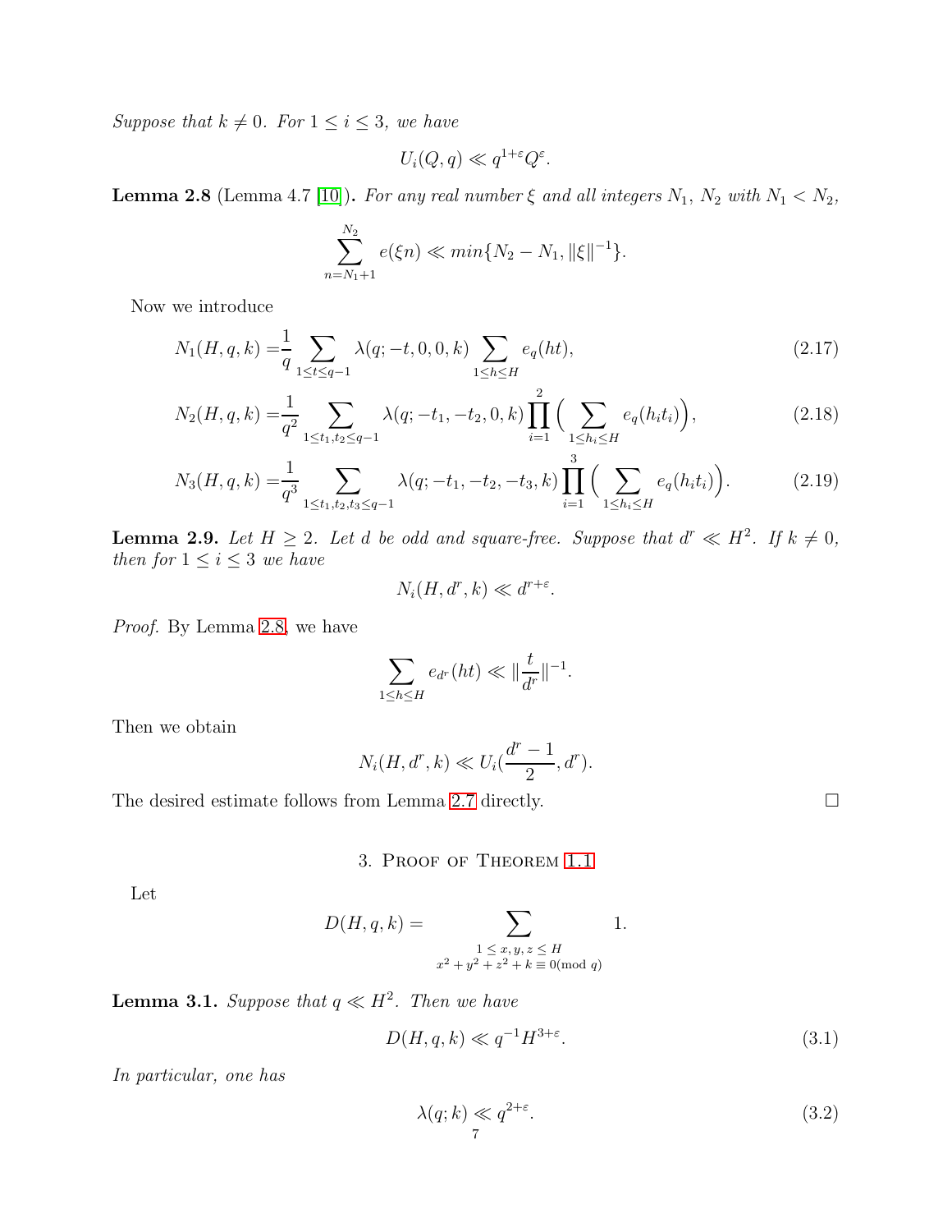*Suppose that $k \neq 0$. For $1 \le i \le 3$, we have*

$$U_i(Q,q) \ll q^{1+\varepsilon} Q^{\varepsilon}.$$

**Lemma 2.8** (Lemma 4.7 [10])**.** *For any real number $\xi$ and all integers $N_1$, $N_2$ with $N_1 < N_2$,*

$$\sum_{n=N_1+1}^{N_2} e(\xi n) \ll min\{N_2 - N_1, \|\xi\|^{-1}\}.$$

Now we introduce

$$N_1(H,q,k) = \frac{1}{q} \sum_{1 \le t \le q-1} \lambda(q; -t, 0, 0, k) \sum_{1 \le h \le H} e_q(ht), \tag{2.17}$$

$$N_2(H,q,k) = \frac{1}{q^2} \sum_{1 \le t_1, t_2 \le q-1} \lambda(q; -t_1, -t_2, 0, k) \prod_{i=1}^{2} \Big( \sum_{1 \le h_i \le H} e_q(h_i t_i) \Big), \tag{2.18}$$

$$N_3(H,q,k) = \frac{1}{q^3} \sum_{1 \le t_1, t_2, t_3 \le q-1} \lambda(q; -t_1, -t_2, -t_3, k) \prod_{i=1}^{3} \Big( \sum_{1 \le h_i \le H} e_q(h_i t_i) \Big). \tag{2.19}$$

**Lemma 2.9.** *Let $H \ge 2$. Let $d$ be odd and square-free. Suppose that $d^r \ll H^2$. If $k \neq 0$, then for $1 \le i \le 3$ we have*

$$N_i(H, d^r, k) \ll d^{r+\varepsilon}.$$

*Proof.* By Lemma 2.8, we have

$$\sum_{1 \le h \le H} e_{d^r}(ht) \ll \|\frac{t}{d^r}\|^{-1}.$$

Then we obtain

$$N_i(H, d^r, k) \ll U_i(\frac{d^r - 1}{2}, d^r).$$

The desired estimate follows from Lemma 2.7 directly. □

## 3. Proof of Theorem 1.1

Let

$$D(H,q,k) = \sum_{\substack{1 \le x,y,z \le H \\ x^2+y^2+z^2+k \equiv 0 (\mathrm{mod}\ q)}} 1.$$

**Lemma 3.1.** *Suppose that $q \ll H^2$. Then we have*

$$D(H,q,k) \ll q^{-1} H^{3+\varepsilon}. \tag{3.1}$$

*In particular, one has*

$$\lambda(q;k) \ll q^{2+\varepsilon}. \tag{3.2}$$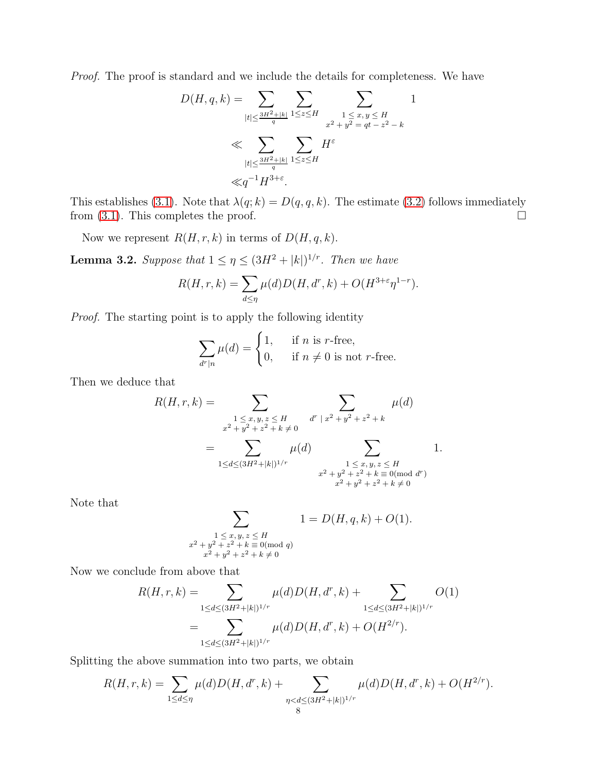*Proof.* The proof is standard and we include the details for completeness. We have

$$
\begin{aligned}
D(H,q,k) &= \sum_{|t|\le \frac{3H^2+|k|}{q}} \sum_{1\le z\le H} \sum_{\substack{1\le x,y\le H\\ x^2+y^2=qt-z^2-k}} 1\\
&\ll \sum_{|t|\le \frac{3H^2+|k|}{q}} \sum_{1\le z\le H} H^{\varepsilon}\\
&\ll q^{-1}H^{3+\varepsilon}.
\end{aligned}
$$

This establishes (3.1). Note that $\lambda(q;k)=D(q,q,k)$. The estimate (3.2) follows immediately from (3.1). This completes the proof. □

Now we represent $R(H,r,k)$ in terms of $D(H,q,k)$.

**Lemma 3.2.** *Suppose that $1\le \eta\le (3H^2+|k|)^{1/r}$. Then we have*

$$
R(H,r,k)=\sum_{d\le \eta}\mu(d)D(H,d^r,k)+O(H^{3+\varepsilon}\eta^{1-r}).
$$

*Proof.* The starting point is to apply the following identity

$$
\sum_{d^r|n}\mu(d)=\begin{cases}1, & \text{if } n \text{ is } r\text{-free},\\ 0, & \text{if } n\neq 0 \text{ is not } r\text{-free}.\end{cases}
$$

Then we deduce that

$$
\begin{aligned}
R(H,r,k) &= \sum_{\substack{1\le x,y,z\le H\\ x^2+y^2+z^2+k\neq 0}} \sum_{d^r\mid x^2+y^2+z^2+k}\mu(d)\\
&= \sum_{1\le d\le (3H^2+|k|)^{1/r}}\mu(d) \sum_{\substack{1\le x,y,z\le H\\ x^2+y^2+z^2+k\equiv 0 (\mathrm{mod}\ d^r)\\ x^2+y^2+z^2+k\neq 0}} 1.
\end{aligned}
$$

Note that

$$
\sum_{\substack{1\le x,y,z\le H\\ x^2+y^2+z^2+k\equiv 0 (\mathrm{mod}\ q)\\ x^2+y^2+z^2+k\neq 0}} 1 = D(H,q,k)+O(1).
$$

Now we conclude from above that

$$
\begin{aligned}
R(H,r,k) &= \sum_{1\le d\le (3H^2+|k|)^{1/r}}\mu(d)D(H,d^r,k)+\sum_{1\le d\le (3H^2+|k|)^{1/r}}O(1)\\
&= \sum_{1\le d\le (3H^2+|k|)^{1/r}}\mu(d)D(H,d^r,k)+O(H^{2/r}).
\end{aligned}
$$

Splitting the above summation into two parts, we obtain

$$
R(H,r,k)=\sum_{1\le d\le \eta}\mu(d)D(H,d^r,k)+\sum_{\eta<d\le (3H^2+|k|)^{1/r}}\mu(d)D(H,d^r,k)+O(H^{2/r}).
$$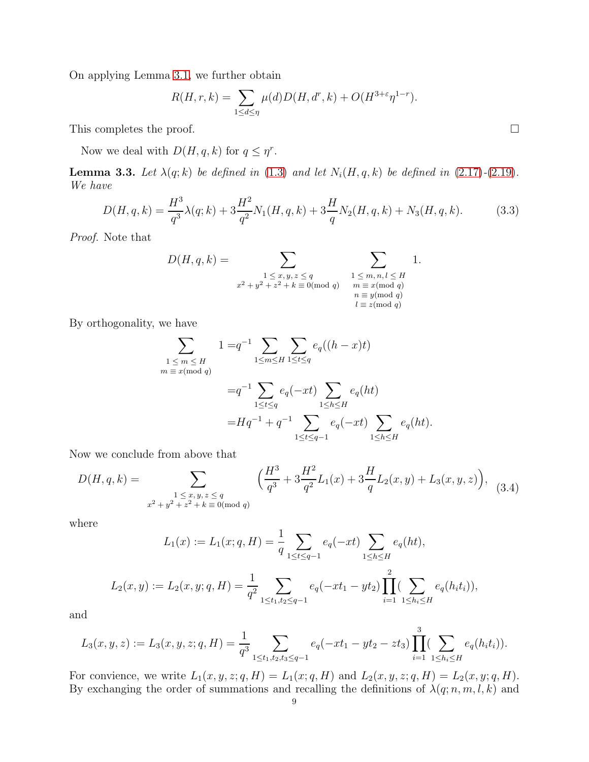On applying Lemma 3.1, we further obtain

$$R(H,r,k) = \sum_{1\le d\le \eta} \mu(d) D(H,d^r,k) + O(H^{3+\varepsilon}\eta^{1-r}).$$

This completes the proof. □

Now we deal with $D(H,q,k)$ for $q \le \eta^r$.

**Lemma 3.3.** *Let $\lambda(q;k)$ be defined in (1.3) and let $N_i(H,q,k)$ be defined in (2.17)-(2.19). We have*

$$D(H,q,k) = \frac{H^3}{q^3}\lambda(q;k) + 3\frac{H^2}{q^2}N_1(H,q,k) + 3\frac{H}{q}N_2(H,q,k) + N_3(H,q,k). \tag{3.3}$$

*Proof.* Note that

$$D(H,q,k) = \sum_{\substack{1\le x,y,z\le q\\ x^2+y^2+z^2+k\equiv 0 (\mathrm{mod}\ q)}} \sum_{\substack{1\le m,n,l\le H\\ m\equiv x (\mathrm{mod}\ q)\\ n\equiv y (\mathrm{mod}\ q)\\ l\equiv z (\mathrm{mod}\ q)}} 1.$$

By orthogonality, we have

$$\begin{aligned}
\sum_{\substack{1\le m\le H\\ m\equiv x (\mathrm{mod}\ q)}} 1 =& q^{-1}\sum_{1\le m\le H}\sum_{1\le t\le q} e_q((h-x)t)\\
=& q^{-1}\sum_{1\le t\le q} e_q(-xt)\sum_{1\le h\le H} e_q(ht)\\
=& Hq^{-1} + q^{-1}\sum_{1\le t\le q-1} e_q(-xt)\sum_{1\le h\le H} e_q(ht).
\end{aligned}$$

Now we conclude from above that

$$D(H,q,k) = \sum_{\substack{1\le x,y,z\le q\\ x^2+y^2+z^2+k\equiv 0 (\mathrm{mod}\ q)}} \Big(\frac{H^3}{q^3} + 3\frac{H^2}{q^2}L_1(x) + 3\frac{H}{q}L_2(x,y) + L_3(x,y,z)\Big), \tag{3.4}$$

where

$$L_1(x) := L_1(x;q,H) = \frac{1}{q}\sum_{1\le t\le q-1} e_q(-xt)\sum_{1\le h\le H} e_q(ht),$$

$$L_2(x,y) := L_2(x,y;q,H) = \frac{1}{q^2}\sum_{1\le t_1,t_2\le q-1} e_q(-xt_1-yt_2)\prod_{i=1}^{2}\Big(\sum_{1\le h_i\le H} e_q(h_it_i)\Big),$$

and

$$L_3(x,y,z) := L_3(x,y,z;q,H) = \frac{1}{q^3}\sum_{1\le t_1,t_2,t_3\le q-1} e_q(-xt_1-yt_2-zt_3)\prod_{i=1}^{3}\Big(\sum_{1\le h_i\le H} e_q(h_it_i)\Big).$$

For convience, we write $L_1(x,y,z;q,H) = L_1(x;q,H)$ and $L_2(x,y,z;q,H) = L_2(x,y;q,H)$. By exchanging the order of summations and recalling the definitions of $\lambda(q;n,m,l,k)$ and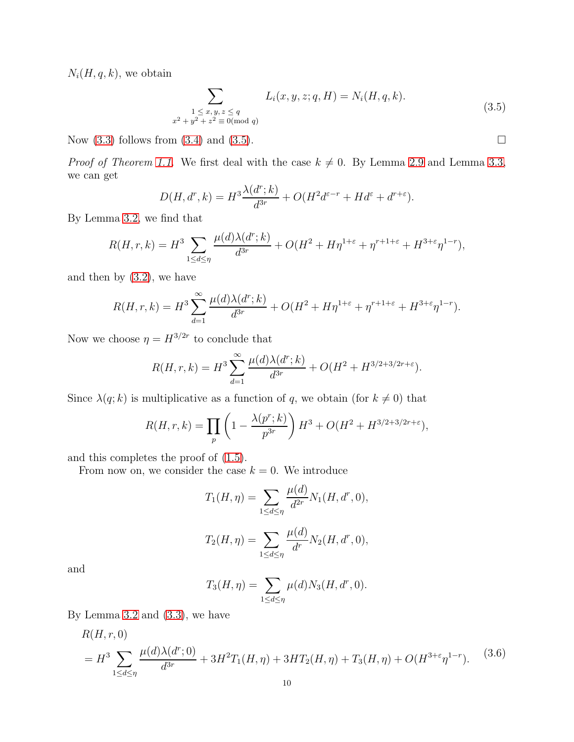$N_i(H, q, k)$, we obtain

$$\sum_{\substack{1 \le x, y, z \le q \\ x^2 + y^2 + z^2 \equiv 0 (\bmod q)}} L_i(x, y, z; q, H) = N_i(H, q, k). \tag{3.5}$$

Now (3.3) follows from (3.4) and (3.5). $\square$

*Proof of Theorem 1.1.* We first deal with the case $k \neq 0$. By Lemma 2.9 and Lemma 3.3, we can get

$$D(H, d^r, k) = H^3 \frac{\lambda(d^r; k)}{d^{3r}} + O(H^2 d^{\varepsilon - r} + H d^{\varepsilon} + d^{r+\varepsilon}).$$

By Lemma 3.2, we find that

$$R(H, r, k) = H^3 \sum_{1 \le d \le \eta} \frac{\mu(d) \lambda(d^r; k)}{d^{3r}} + O(H^2 + H\eta^{1+\varepsilon} + \eta^{r+1+\varepsilon} + H^{3+\varepsilon}\eta^{1-r}),$$

and then by (3.2), we have

$$R(H, r, k) = H^3 \sum_{d=1}^{\infty} \frac{\mu(d) \lambda(d^r; k)}{d^{3r}} + O(H^2 + H\eta^{1+\varepsilon} + \eta^{r+1+\varepsilon} + H^{3+\varepsilon}\eta^{1-r}).$$

Now we choose $\eta = H^{3/2r}$ to conclude that

$$R(H, r, k) = H^3 \sum_{d=1}^{\infty} \frac{\mu(d) \lambda(d^r; k)}{d^{3r}} + O(H^2 + H^{3/2 + 3/2r + \varepsilon}).$$

Since $\lambda(q; k)$ is multiplicative as a function of $q$, we obtain (for $k \neq 0$) that

$$R(H, r, k) = \prod_p \left(1 - \frac{\lambda(p^r; k)}{p^{3r}}\right) H^3 + O(H^2 + H^{3/2 + 3/2r + \varepsilon}),$$

and this completes the proof of (1.5).

From now on, we consider the case $k = 0$. We introduce

$$T_1(H, \eta) = \sum_{1 \le d \le \eta} \frac{\mu(d)}{d^{2r}} N_1(H, d^r, 0),$$

$$T_2(H, \eta) = \sum_{1 \le d \le \eta} \frac{\mu(d)}{d^{r}} N_2(H, d^r, 0),$$

and

$$T_3(H, \eta) = \sum_{1 \le d \le \eta} \mu(d) N_3(H, d^r, 0).$$

By Lemma 3.2 and (3.3), we have

$$\begin{aligned} &R(H, r, 0) \\ &= H^3 \sum_{1 \le d \le \eta} \frac{\mu(d) \lambda(d^r; 0)}{d^{3r}} + 3H^2 T_1(H, \eta) + 3H T_2(H, \eta) + T_3(H, \eta) + O(H^{3+\varepsilon}\eta^{1-r}). \end{aligned} \tag{3.6}$$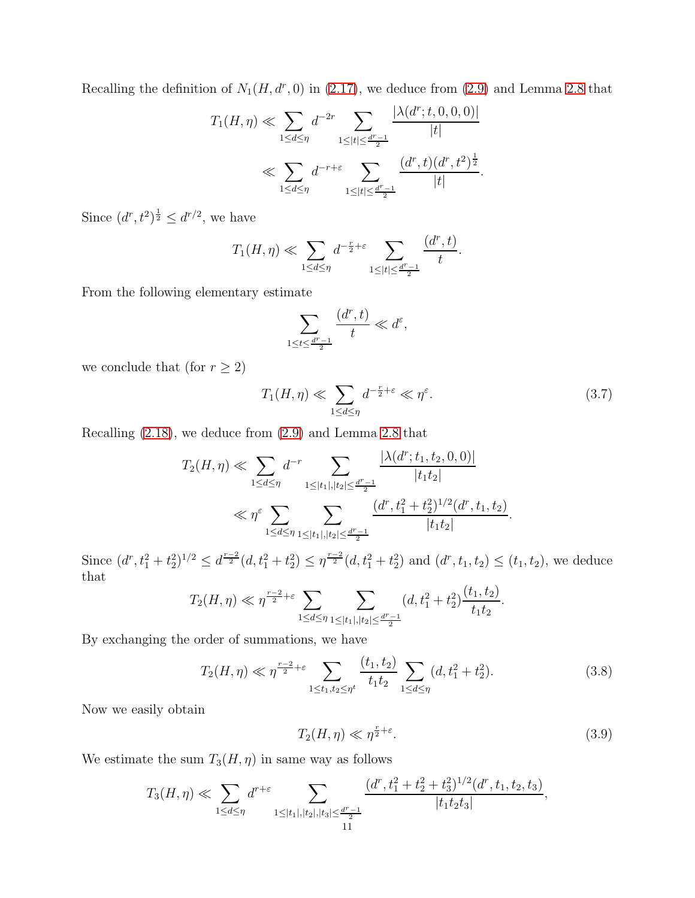Recalling the definition of $N_1(H, d^r, 0)$ in (2.17), we deduce from (2.9) and Lemma 2.8 that

$$T_1(H,\eta) \ll \sum_{1\le d\le \eta} d^{-2r} \sum_{1\le |t|\le \frac{d^r-1}{2}} \frac{|\lambda(d^r;t,0,0,0)|}{|t|}$$
$$\ll \sum_{1\le d\le \eta} d^{-r+\varepsilon} \sum_{1\le |t|\le \frac{d^r-1}{2}} \frac{(d^r,t)(d^r,t^2)^{\frac{1}{2}}}{|t|}.$$

Since $(d^r, t^2)^{\frac{1}{2}} \le d^{r/2}$, we have

$$T_1(H,\eta) \ll \sum_{1\le d\le \eta} d^{-\frac{r}{2}+\varepsilon} \sum_{1\le |t|\le \frac{d^r-1}{2}} \frac{(d^r,t)}{t}.$$

From the following elementary estimate

$$\sum_{1\le t\le \frac{d^r-1}{2}} \frac{(d^r,t)}{t} \ll d^{\varepsilon},$$

we conclude that (for $r \ge 2$)

$$T_1(H,\eta) \ll \sum_{1\le d\le \eta} d^{-\frac{r}{2}+\varepsilon} \ll \eta^{\varepsilon}. \tag{3.7}$$

Recalling (2.18), we deduce from (2.9) and Lemma 2.8 that

$$T_2(H,\eta) \ll \sum_{1\le d\le \eta} d^{-r} \sum_{1\le |t_1|,|t_2|\le \frac{d^r-1}{2}} \frac{|\lambda(d^r;t_1,t_2,0,0)|}{|t_1t_2|}$$
$$\ll \eta^{\varepsilon} \sum_{1\le d\le \eta} \sum_{1\le |t_1|,|t_2|\le \frac{d^r-1}{2}} \frac{(d^r,t_1^2+t_2^2)^{1/2}(d^r,t_1,t_2)}{|t_1t_2|}.$$

Since $(d^r, t_1^2+t_2^2)^{1/2} \le d^{\frac{r-2}{2}}(d, t_1^2+t_2^2) \le \eta^{\frac{r-2}{2}}(d, t_1^2+t_2^2)$ and $(d^r, t_1, t_2) \le (t_1, t_2)$, we deduce that

$$T_2(H,\eta) \ll \eta^{\frac{r-2}{2}+\varepsilon} \sum_{1\le d\le \eta} \sum_{1\le |t_1|,|t_2|\le \frac{d^r-1}{2}} (d, t_1^2+t_2^2)\frac{(t_1,t_2)}{t_1t_2}.$$

By exchanging the order of summations, we have

$$T_2(H,\eta) \ll \eta^{\frac{r-2}{2}+\varepsilon} \sum_{1\le t_1,t_2\le \eta^t} \frac{(t_1,t_2)}{t_1t_2} \sum_{1\le d\le \eta} (d, t_1^2+t_2^2). \tag{3.8}$$

Now we easily obtain

$$T_2(H,\eta) \ll \eta^{\frac{r}{2}+\varepsilon}. \tag{3.9}$$

We estimate the sum $T_3(H,\eta)$ in same way as follows

$$T_3(H,\eta) \ll \sum_{1\le d\le \eta} d^{r+\varepsilon} \sum_{1\le |t_1|,|t_2|,|t_3|\le \frac{d^r-1}{2}} \frac{(d^r,t_1^2+t_2^2+t_3^2)^{1/2}(d^r,t_1,t_2,t_3)}{|t_1t_2t_3|},$$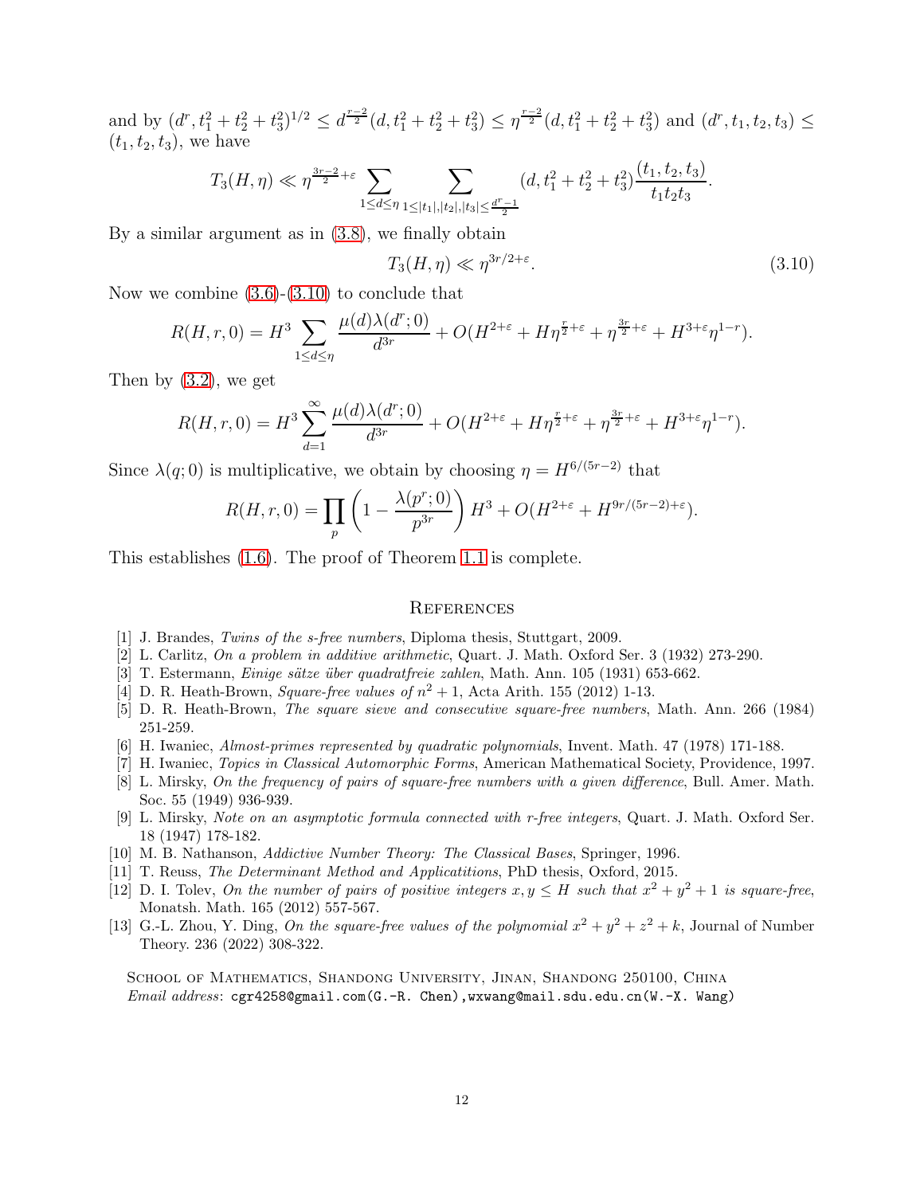and by $(d^r, t_1^2+t_2^2+t_3^2)^{1/2} \leq d^{\frac{r-2}{2}}(d, t_1^2+t_2^2+t_3^2) \leq \eta^{\frac{r-2}{2}}(d, t_1^2+t_2^2+t_3^2)$ and $(d^r, t_1, t_2, t_3) \leq (t_1, t_2, t_3)$, we have

$$T_3(H,\eta) \ll \eta^{\frac{3r-2}{2}+\varepsilon} \sum_{1\leq d\leq \eta} \sum_{1\leq |t_1|,|t_2|,|t_3|\leq \frac{d^r-1}{2}} (d, t_1^2+t_2^2+t_3^2)\frac{(t_1,t_2,t_3)}{t_1t_2t_3}.$$

By a similar argument as in (3.8), we finally obtain

$$T_3(H,\eta) \ll \eta^{3r/2+\varepsilon}. \tag{3.10}$$

Now we combine (3.6)-(3.10) to conclude that

$$R(H,r,0) = H^3 \sum_{1\leq d\leq \eta} \frac{\mu(d)\lambda(d^r;0)}{d^{3r}} + O(H^{2+\varepsilon} + H\eta^{\frac{r}{2}+\varepsilon} + \eta^{\frac{3r}{2}+\varepsilon} + H^{3+\varepsilon}\eta^{1-r}).$$

Then by (3.2), we get

$$R(H,r,0) = H^3 \sum_{d=1}^{\infty} \frac{\mu(d)\lambda(d^r;0)}{d^{3r}} + O(H^{2+\varepsilon} + H\eta^{\frac{r}{2}+\varepsilon} + \eta^{\frac{3r}{2}+\varepsilon} + H^{3+\varepsilon}\eta^{1-r}).$$

Since $\lambda(q;0)$ is multiplicative, we obtain by choosing $\eta = H^{6/(5r-2)}$ that

$$R(H,r,0) = \prod_p \left(1 - \frac{\lambda(p^r;0)}{p^{3r}}\right) H^3 + O(H^{2+\varepsilon} + H^{9r/(5r-2)+\varepsilon}).$$

This establishes (1.6). The proof of Theorem 1.1 is complete.

## References

[1] J. Brandes, *Twins of the s-free numbers*, Diploma thesis, Stuttgart, 2009.

[2] L. Carlitz, *On a problem in additive arithmetic*, Quart. J. Math. Oxford Ser. 3 (1932) 273-290.

[3] T. Estermann, *Einige sätze über quadratfreie zahlen*, Math. Ann. 105 (1931) 653-662.

[4] D. R. Heath-Brown, *Square-free values of $n^2+1$*, Acta Arith. 155 (2012) 1-13.

[5] D. R. Heath-Brown, *The square sieve and consecutive square-free numbers*, Math. Ann. 266 (1984) 251-259.

[6] H. Iwaniec, *Almost-primes represented by quadratic polynomials*, Invent. Math. 47 (1978) 171-188.

[7] H. Iwaniec, *Topics in Classical Automorphic Forms*, American Mathematical Society, Providence, 1997.

[8] L. Mirsky, *On the frequency of pairs of square-free numbers with a given difference*, Bull. Amer. Math. Soc. 55 (1949) 936-939.

[9] L. Mirsky, *Note on an asymptotic formula connected with r-free integers*, Quart. J. Math. Oxford Ser. 18 (1947) 178-182.

[10] M. B. Nathanson, *Addictive Number Theory: The Classical Bases*, Springer, 1996.

[11] T. Reuss, *The Determinant Method and Applicatitions*, PhD thesis, Oxford, 2015.

[12] D. I. Tolev, *On the number of pairs of positive integers $x, y \leq H$ such that $x^2+y^2+1$ is square-free*, Monatsh. Math. 165 (2012) 557-567.

[13] G.-L. Zhou, Y. Ding, *On the square-free values of the polynomial $x^2+y^2+z^2+k$*, Journal of Number Theory. 236 (2022) 308-322.

School of Mathematics, Shandong University, Jinan, Shandong 250100, China
*Email address*: cgr4258@gmail.com(G.-R. Chen),wxwang@mail.sdu.edu.cn(W.-X. Wang)